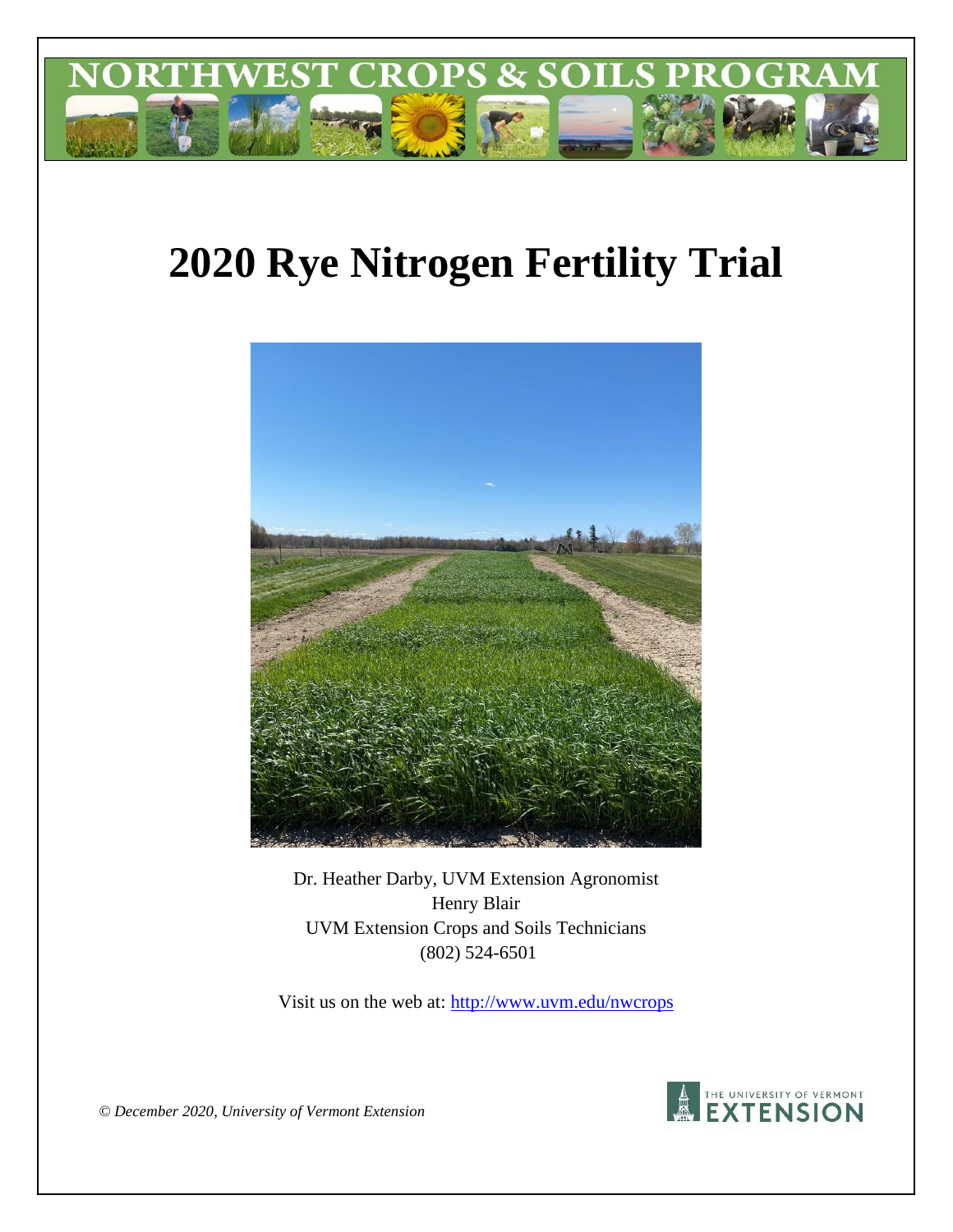# NORTHWEST CROPS & SOILS PROGRAM

# 2020 Rye Nitrogen Fertility Trial

Dr. Heather Darby, UVM Extension Agronomist
Henry Blair
UVM Extension Crops and Soils Technicians
(802) 524-6501

Visit us on the web at: http://www.uvm.edu/nwcrops

*© December 2020, University of Vermont Extension*

THE UNIVERSITY OF VERMONT EXTENSION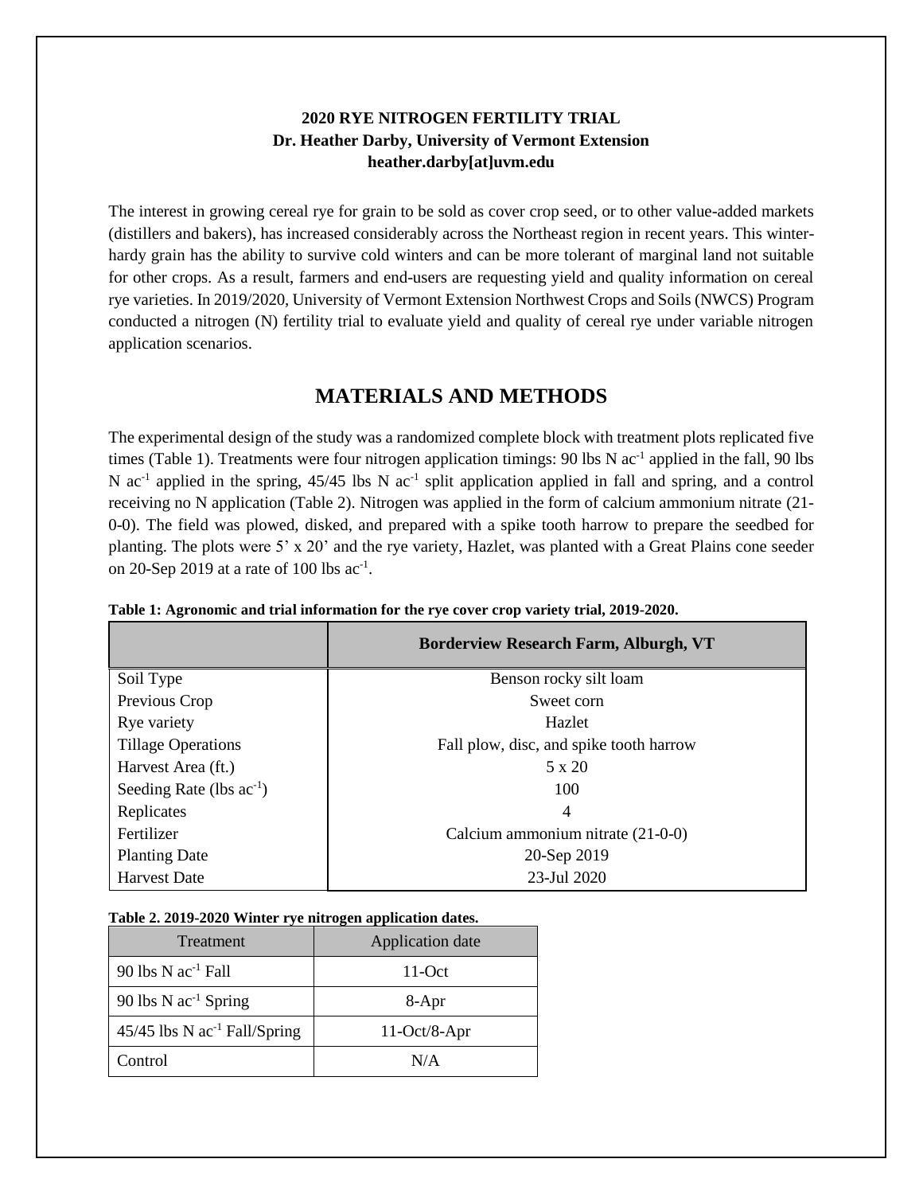**2020 RYE NITROGEN FERTILITY TRIAL**
**Dr. Heather Darby, University of Vermont Extension**
**heather.darby[at]uvm.edu**

The interest in growing cereal rye for grain to be sold as cover crop seed, or to other value-added markets (distillers and bakers), has increased considerably across the Northeast region in recent years. This winter-hardy grain has the ability to survive cold winters and can be more tolerant of marginal land not suitable for other crops. As a result, farmers and end-users are requesting yield and quality information on cereal rye varieties. In 2019/2020, University of Vermont Extension Northwest Crops and Soils (NWCS) Program conducted a nitrogen (N) fertility trial to evaluate yield and quality of cereal rye under variable nitrogen application scenarios.

# MATERIALS AND METHODS

The experimental design of the study was a randomized complete block with treatment plots replicated five times (Table 1). Treatments were four nitrogen application timings: 90 lbs N $ac^{-1}$ applied in the fall, 90 lbs N $ac^{-1}$ applied in the spring, 45/45 lbs N $ac^{-1}$ split application applied in fall and spring, and a control receiving no N application (Table 2). Nitrogen was applied in the form of calcium ammonium nitrate (21-0-0). The field was plowed, disked, and prepared with a spike tooth harrow to prepare the seedbed for planting. The plots were 5' x 20' and the rye variety, Hazlet, was planted with a Great Plains cone seeder on 20-Sep 2019 at a rate of 100 lbs $ac^{-1}$.

**Table 1: Agronomic and trial information for the rye cover crop variety trial, 2019-2020.**

| | Borderview Research Farm, Alburgh, VT |
|---|---|
| Soil Type | Benson rocky silt loam |
| Previous Crop | Sweet corn |
| Rye variety | Hazlet |
| Tillage Operations | Fall plow, disc, and spike tooth harrow |
| Harvest Area (ft.) | 5 x 20 |
| Seeding Rate (lbs $ac^{-1}$) | 100 |
| Replicates | 4 |
| Fertilizer | Calcium ammonium nitrate (21-0-0) |
| Planting Date | 20-Sep 2019 |
| Harvest Date | 23-Jul 2020 |

**Table 2. 2019-2020 Winter rye nitrogen application dates.**

| Treatment | Application date |
|---|---|
| 90 lbs N $ac^{-1}$ Fall | 11-Oct |
| 90 lbs N $ac^{-1}$ Spring | 8-Apr |
| 45/45 lbs N $ac^{-1}$ Fall/Spring | 11-Oct/8-Apr |
| Control | N/A |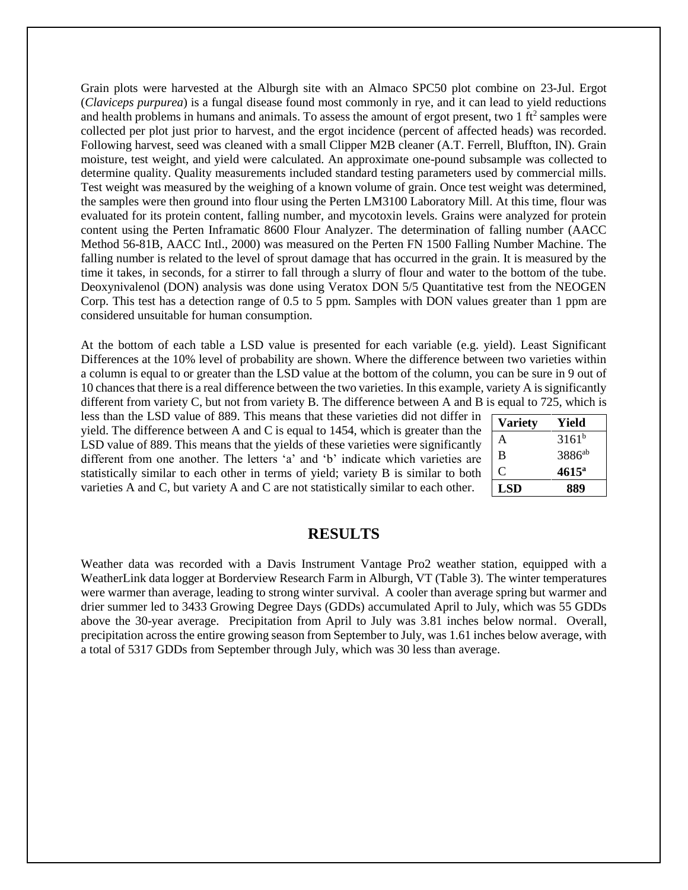Grain plots were harvested at the Alburgh site with an Almaco SPC50 plot combine on 23-Jul. Ergot (*Claviceps purpurea*) is a fungal disease found most commonly in rye, and it can lead to yield reductions and health problems in humans and animals. To assess the amount of ergot present, two 1 $ft^2$ samples were collected per plot just prior to harvest, and the ergot incidence (percent of affected heads) was recorded. Following harvest, seed was cleaned with a small Clipper M2B cleaner (A.T. Ferrell, Bluffton, IN). Grain moisture, test weight, and yield were calculated. An approximate one-pound subsample was collected to determine quality. Quality measurements included standard testing parameters used by commercial mills. Test weight was measured by the weighing of a known volume of grain. Once test weight was determined, the samples were then ground into flour using the Perten LM3100 Laboratory Mill. At this time, flour was evaluated for its protein content, falling number, and mycotoxin levels. Grains were analyzed for protein content using the Perten Inframatic 8600 Flour Analyzer. The determination of falling number (AACC Method 56-81B, AACC Intl., 2000) was measured on the Perten FN 1500 Falling Number Machine. The falling number is related to the level of sprout damage that has occurred in the grain. It is measured by the time it takes, in seconds, for a stirrer to fall through a slurry of flour and water to the bottom of the tube. Deoxynivalenol (DON) analysis was done using Veratox DON 5/5 Quantitative test from the NEOGEN Corp. This test has a detection range of 0.5 to 5 ppm. Samples with DON values greater than 1 ppm are considered unsuitable for human consumption.

At the bottom of each table a LSD value is presented for each variable (e.g. yield). Least Significant Differences at the 10% level of probability are shown. Where the difference between two varieties within a column is equal to or greater than the LSD value at the bottom of the column, you can be sure in 9 out of 10 chances that there is a real difference between the two varieties. In this example, variety A is significantly different from variety C, but not from variety B. The difference between A and B is equal to 725, which is less than the LSD value of 889. This means that these varieties did not differ in yield. The difference between A and C is equal to 1454, which is greater than the LSD value of 889. This means that the yields of these varieties were significantly different from one another. The letters 'a' and 'b' indicate which varieties are statistically similar to each other in terms of yield; variety B is similar to both varieties A and C, but variety A and C are not statistically similar to each other.

| Variety | Yield |
|---|---|
| A | $3161^{b}$ |
| B | $3886^{ab}$ |
| C | **$4615^{a}$** |
| **LSD** | **889** |

## RESULTS

Weather data was recorded with a Davis Instrument Vantage Pro2 weather station, equipped with a WeatherLink data logger at Borderview Research Farm in Alburgh, VT (Table 3). The winter temperatures were warmer than average, leading to strong winter survival. A cooler than average spring but warmer and drier summer led to 3433 Growing Degree Days (GDDs) accumulated April to July, which was 55 GDDs above the 30-year average. Precipitation from April to July was 3.81 inches below normal. Overall, precipitation across the entire growing season from September to July, was 1.61 inches below average, with a total of 5317 GDDs from September through July, which was 30 less than average.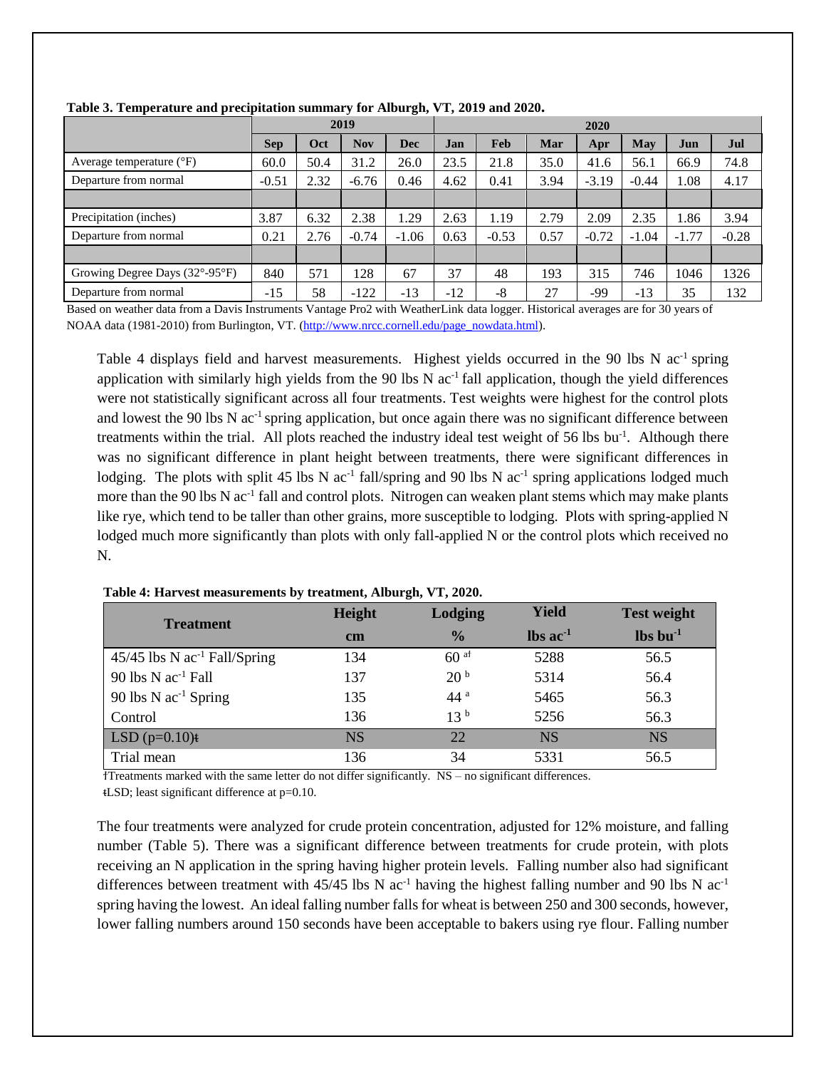**Table 3. Temperature and precipitation summary for Alburgh, VT, 2019 and 2020.**

| | 2019 | | | | 2020 | | | | | | |
|---|---|---|---|---|---|---|---|---|---|---|---|
| | **Sep** | **Oct** | **Nov** | **Dec** | **Jan** | **Feb** | **Mar** | **Apr** | **May** | **Jun** | **Jul** |
| Average temperature (°F) | 60.0 | 50.4 | 31.2 | 26.0 | 23.5 | 21.8 | 35.0 | 41.6 | 56.1 | 66.9 | 74.8 |
| Departure from normal | -0.51 | 2.32 | -6.76 | 0.46 | 4.62 | 0.41 | 3.94 | -3.19 | -0.44 | 1.08 | 4.17 |
| | | | | | | | | | | | |
| Precipitation (inches) | 3.87 | 6.32 | 2.38 | 1.29 | 2.63 | 1.19 | 2.79 | 2.09 | 2.35 | 1.86 | 3.94 |
| Departure from normal | 0.21 | 2.76 | -0.74 | -1.06 | 0.63 | -0.53 | 0.57 | -0.72 | -1.04 | -1.77 | -0.28 |
| | | | | | | | | | | | |
| Growing Degree Days (32°-95°F) | 840 | 571 | 128 | 67 | 37 | 48 | 193 | 315 | 746 | 1046 | 1326 |
| Departure from normal | -15 | 58 | -122 | -13 | -12 | -8 | 27 | -99 | -13 | 35 | 132 |

Based on weather data from a Davis Instruments Vantage Pro2 with WeatherLink data logger. Historical averages are for 30 years of NOAA data (1981-2010) from Burlington, VT. (http://www.nrcc.cornell.edu/page_nowdata.html).

Table 4 displays field and harvest measurements. Highest yields occurred in the 90 lbs N ac$^{-1}$ spring application with similarly high yields from the 90 lbs N ac$^{-1}$ fall application, though the yield differences were not statistically significant across all four treatments. Test weights were highest for the control plots and lowest the 90 lbs N ac$^{-1}$ spring application, but once again there was no significant difference between treatments within the trial. All plots reached the industry ideal test weight of 56 lbs bu$^{-1}$. Although there was no significant difference in plant height between treatments, there were significant differences in lodging. The plots with split 45 lbs N ac$^{-1}$ fall/spring and 90 lbs N ac$^{-1}$ spring applications lodged much more than the 90 lbs N ac$^{-1}$ fall and control plots. Nitrogen can weaken plant stems which may make plants like rye, which tend to be taller than other grains, more susceptible to lodging. Plots with spring-applied N lodged much more significantly than plots with only fall-applied N or the control plots which received no N.

**Table 4: Harvest measurements by treatment, Alburgh, VT, 2020.**

| Treatment | Height | Lodging | Yield | Test weight |
|---|---|---|---|---|
| | cm | % | lbs ac$^{-1}$ | lbs bu$^{-1}$ |
| 45/45 lbs N ac$^{-1}$ Fall/Spring | 134 | 60 a† | 5288 | 56.5 |
| 90 lbs N ac$^{-1}$ Fall | 137 | 20 b | 5314 | 56.4 |
| 90 lbs N ac$^{-1}$ Spring | 135 | 44 a | 5465 | 56.3 |
| Control | 136 | 13 b | 5256 | 56.3 |
| LSD (p=0.10)ǂ | NS | 22 | NS | NS |
| Trial mean | 136 | 34 | 5331 | 56.5 |

†Treatments marked with the same letter do not differ significantly. NS – no significant differences.
ǂLSD; least significant difference at p=0.10.

The four treatments were analyzed for crude protein concentration, adjusted for 12% moisture, and falling number (Table 5). There was a significant difference between treatments for crude protein, with plots receiving an N application in the spring having higher protein levels. Falling number also had significant differences between treatment with 45/45 lbs N ac$^{-1}$ having the highest falling number and 90 lbs N ac$^{-1}$ spring having the lowest. An ideal falling number falls for wheat is between 250 and 300 seconds, however, lower falling numbers around 150 seconds have been acceptable to bakers using rye flour. Falling number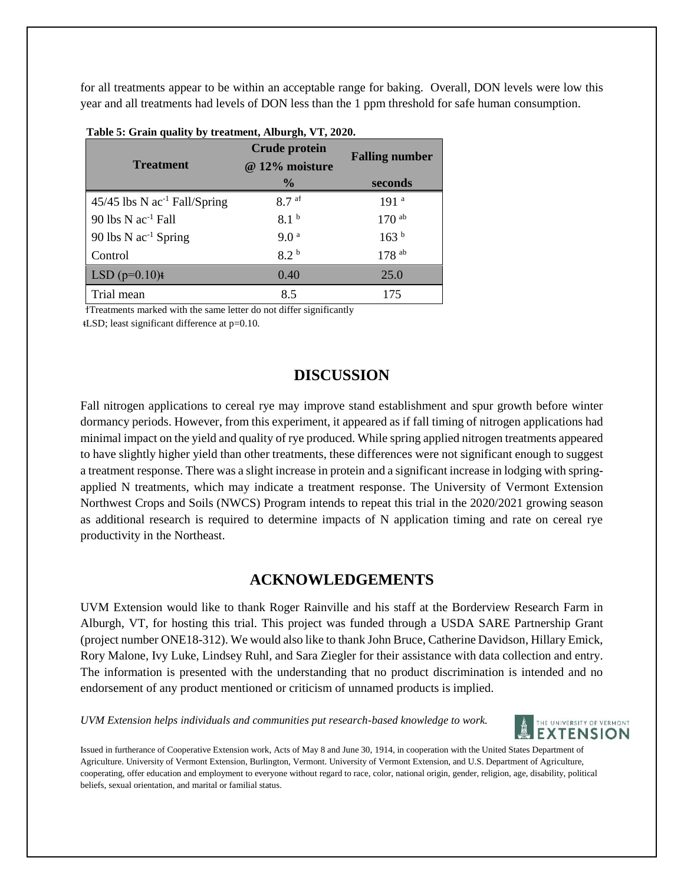for all treatments appear to be within an acceptable range for baking. Overall, DON levels were low this year and all treatments had levels of DON less than the 1 ppm threshold for safe human consumption.

**Table 5: Grain quality by treatment, Alburgh, VT, 2020.**

| Treatment | Crude protein @ 12% moisture | Falling number |
|---|---|---|
| | % | seconds |
| 45/45 lbs N ac$^{-1}$ Fall/Spring | 8.7 [a†] | 191 [a] |
| 90 lbs N ac$^{-1}$ Fall | 8.1 [b] | 170 [ab] |
| 90 lbs N ac$^{-1}$ Spring | 9.0 [a] | 163 [b] |
| Control | 8.2 [b] | 178 [ab] |
| LSD (p=0.10)ǂ | 0.40 | 25.0 |
| Trial mean | 8.5 | 175 |

†Treatments marked with the same letter do not differ significantly

ǂLSD; least significant difference at p=0.10.

## DISCUSSION

Fall nitrogen applications to cereal rye may improve stand establishment and spur growth before winter dormancy periods. However, from this experiment, it appeared as if fall timing of nitrogen applications had minimal impact on the yield and quality of rye produced. While spring applied nitrogen treatments appeared to have slightly higher yield than other treatments, these differences were not significant enough to suggest a treatment response. There was a slight increase in protein and a significant increase in lodging with spring-applied N treatments, which may indicate a treatment response. The University of Vermont Extension Northwest Crops and Soils (NWCS) Program intends to repeat this trial in the 2020/2021 growing season as additional research is required to determine impacts of N application timing and rate on cereal rye productivity in the Northeast.

## ACKNOWLEDGEMENTS

UVM Extension would like to thank Roger Rainville and his staff at the Borderview Research Farm in Alburgh, VT, for hosting this trial. This project was funded through a USDA SARE Partnership Grant (project number ONE18-312). We would also like to thank John Bruce, Catherine Davidson, Hillary Emick, Rory Malone, Ivy Luke, Lindsey Ruhl, and Sara Ziegler for their assistance with data collection and entry. The information is presented with the understanding that no product discrimination is intended and no endorsement of any product mentioned or criticism of unnamed products is implied.

*UVM Extension helps individuals and communities put research-based knowledge to work.*

THE UNIVERSITY OF VERMONT EXTENSION

Issued in furtherance of Cooperative Extension work, Acts of May 8 and June 30, 1914, in cooperation with the United States Department of Agriculture. University of Vermont Extension, Burlington, Vermont. University of Vermont Extension, and U.S. Department of Agriculture, cooperating, offer education and employment to everyone without regard to race, color, national origin, gender, religion, age, disability, political beliefs, sexual orientation, and marital or familial status.